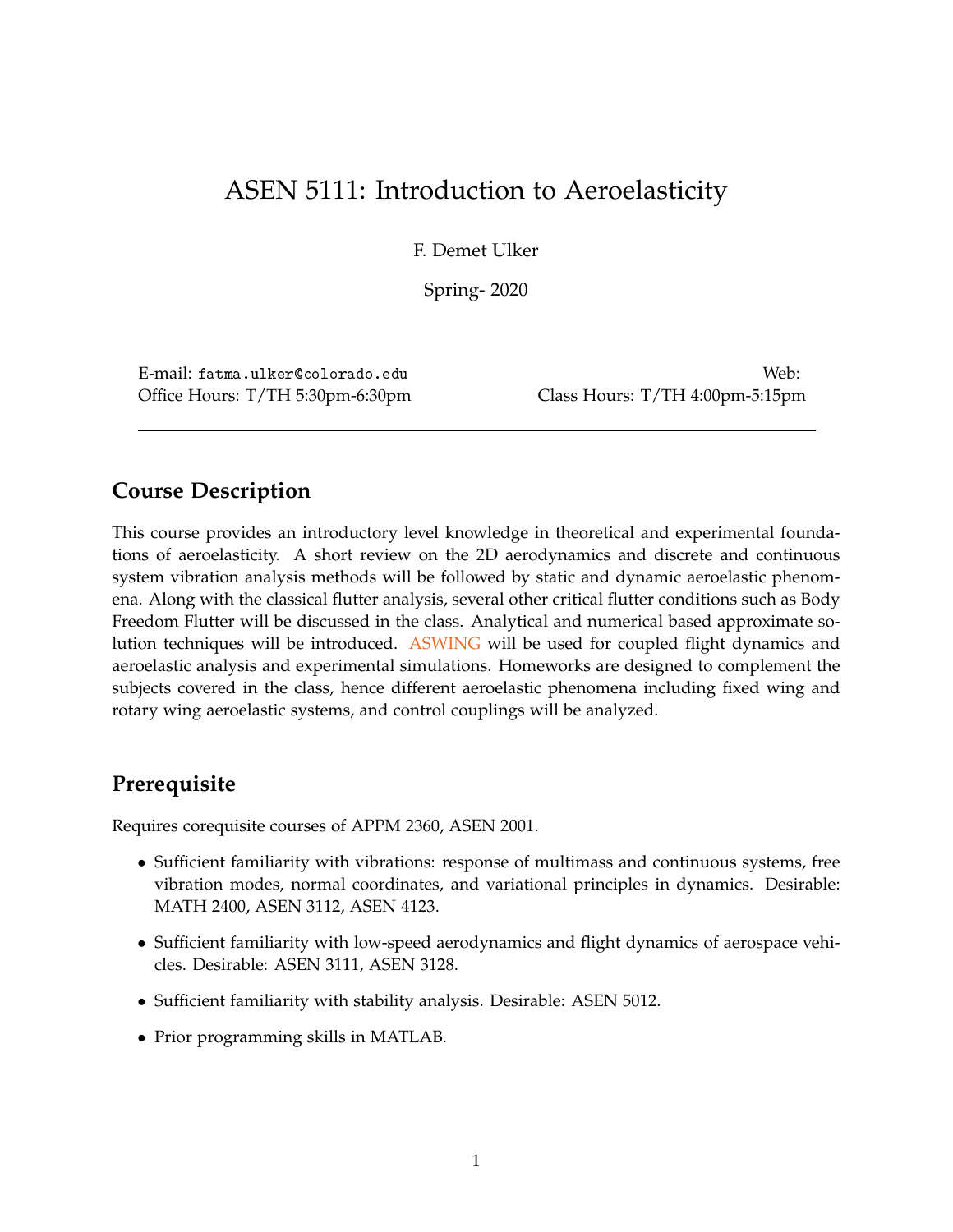# ASEN 5111: Introduction to Aeroelasticity

F. Demet Ulker

Spring- 2020

E-mail: fatma.ulker@colorado.edu
Office Hours: T/TH 5:30pm-6:30pm

Web:
Class Hours: T/TH 4:00pm-5:15pm

---

## Course Description

This course provides an introductory level knowledge in theoretical and experimental foundations of aeroelasticity. A short review on the 2D aerodynamics and discrete and continuous system vibration analysis methods will be followed by static and dynamic aeroelastic phenomena. Along with the classical flutter analysis, several other critical flutter conditions such as Body Freedom Flutter will be discussed in the class. Analytical and numerical based approximate solution techniques will be introduced. ASWING will be used for coupled flight dynamics and aeroelastic analysis and experimental simulations. Homeworks are designed to complement the subjects covered in the class, hence different aeroelastic phenomena including fixed wing and rotary wing aeroelastic systems, and control couplings will be analyzed.

## Prerequisite

Requires corequisite courses of APPM 2360, ASEN 2001.

- Sufficient familiarity with vibrations: response of multimass and continuous systems, free vibration modes, normal coordinates, and variational principles in dynamics. Desirable: MATH 2400, ASEN 3112, ASEN 4123.
- Sufficient familiarity with low-speed aerodynamics and flight dynamics of aerospace vehicles. Desirable: ASEN 3111, ASEN 3128.
- Sufficient familiarity with stability analysis. Desirable: ASEN 5012.
- Prior programming skills in MATLAB.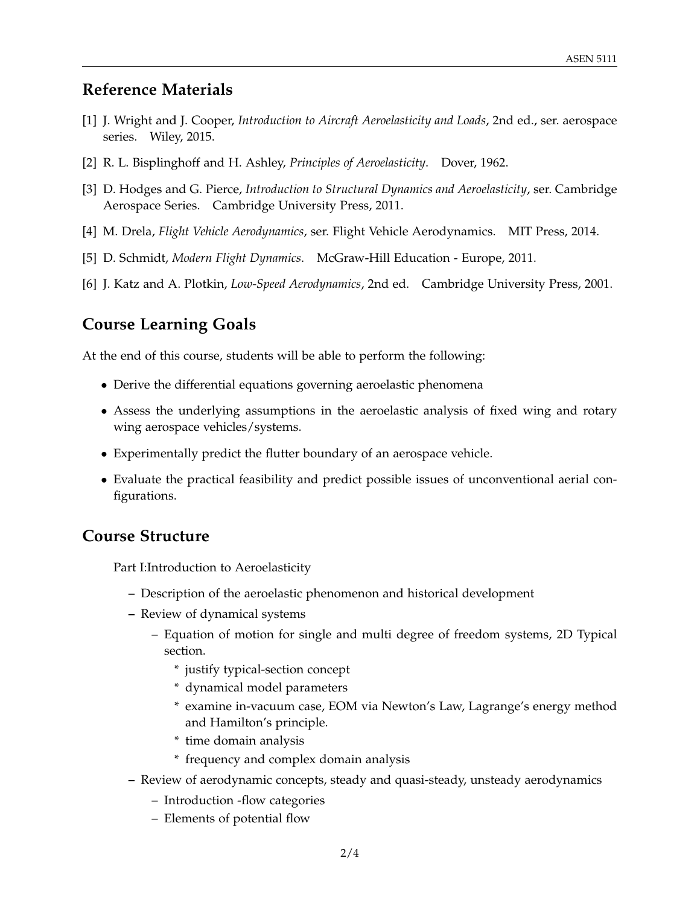## Reference Materials

[1] J. Wright and J. Cooper, *Introduction to Aircraft Aeroelasticity and Loads*, 2nd ed., ser. aerospace series. Wiley, 2015.

[2] R. L. Bisplinghoff and H. Ashley, *Principles of Aeroelasticity*. Dover, 1962.

[3] D. Hodges and G. Pierce, *Introduction to Structural Dynamics and Aeroelasticity*, ser. Cambridge Aerospace Series. Cambridge University Press, 2011.

[4] M. Drela, *Flight Vehicle Aerodynamics*, ser. Flight Vehicle Aerodynamics. MIT Press, 2014.

[5] D. Schmidt, *Modern Flight Dynamics*. McGraw-Hill Education - Europe, 2011.

[6] J. Katz and A. Plotkin, *Low-Speed Aerodynamics*, 2nd ed. Cambridge University Press, 2001.

## Course Learning Goals

At the end of this course, students will be able to perform the following:

- Derive the differential equations governing aeroelastic phenomena
- Assess the underlying assumptions in the aeroelastic analysis of fixed wing and rotary wing aerospace vehicles/systems.
- Experimentally predict the flutter boundary of an aerospace vehicle.
- Evaluate the practical feasibility and predict possible issues of unconventional aerial configurations.

## Course Structure

Part I:Introduction to Aeroelasticity

- Description of the aeroelastic phenomenon and historical development
- Review of dynamical systems
  - Equation of motion for single and multi degree of freedom systems, 2D Typical section.
    - justify typical-section concept
    - dynamical model parameters
    - examine in-vacuum case, EOM via Newton's Law, Lagrange's energy method and Hamilton's principle.
    - time domain analysis
    - frequency and complex domain analysis
- Review of aerodynamic concepts, steady and quasi-steady, unsteady aerodynamics
  - Introduction -flow categories
  - Elements of potential flow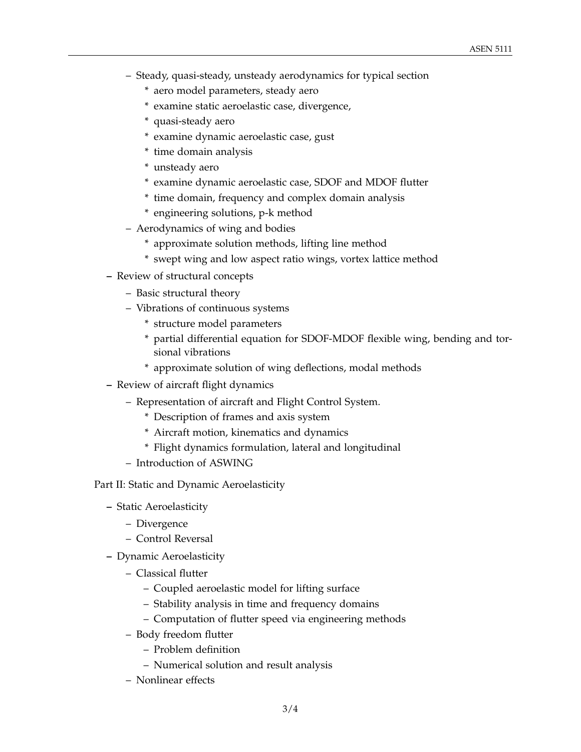- Steady, quasi-steady, unsteady aerodynamics for typical section
  - aero model parameters, steady aero
  - examine static aeroelastic case, divergence,
  - quasi-steady aero
  - examine dynamic aeroelastic case, gust
  - time domain analysis
  - unsteady aero
  - examine dynamic aeroelastic case, SDOF and MDOF flutter
  - time domain, frequency and complex domain analysis
  - engineering solutions, p-k method
- Aerodynamics of wing and bodies
  - approximate solution methods, lifting line method
  - swept wing and low aspect ratio wings, vortex lattice method

- Review of structural concepts
  - Basic structural theory
  - Vibrations of continuous systems
    - structure model parameters
    - partial differential equation for SDOF-MDOF flexible wing, bending and torsional vibrations
    - approximate solution of wing deflections, modal methods
- Review of aircraft flight dynamics
  - Representation of aircraft and Flight Control System.
    - Description of frames and axis system
    - Aircraft motion, kinematics and dynamics
    - Flight dynamics formulation, lateral and longitudinal
  - Introduction of ASWING

Part II: Static and Dynamic Aeroelasticity

- Static Aeroelasticity
  - Divergence
  - Control Reversal
- Dynamic Aeroelasticity
  - Classical flutter
    - Coupled aeroelastic model for lifting surface
    - Stability analysis in time and frequency domains
    - Computation of flutter speed via engineering methods
  - Body freedom flutter
    - Problem definition
    - Numerical solution and result analysis
  - Nonlinear effects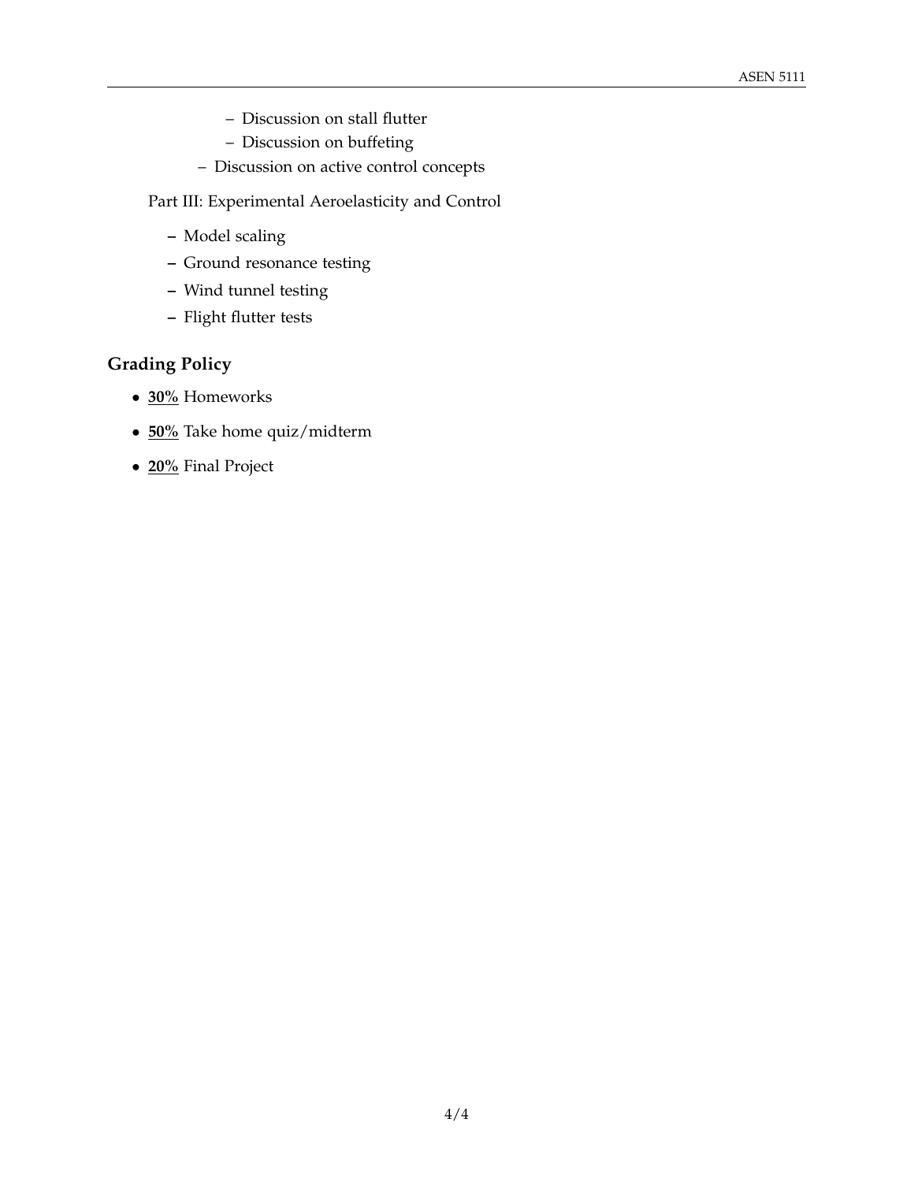- Discussion on stall flutter
    - Discussion on buffeting
  - Discussion on active control concepts

Part III: Experimental Aeroelasticity and Control

- Model scaling
- Ground resonance testing
- Wind tunnel testing
- Flight flutter tests

## Grading Policy

- **30%** Homeworks
- **50%** Take home quiz/midterm
- **20%** Final Project